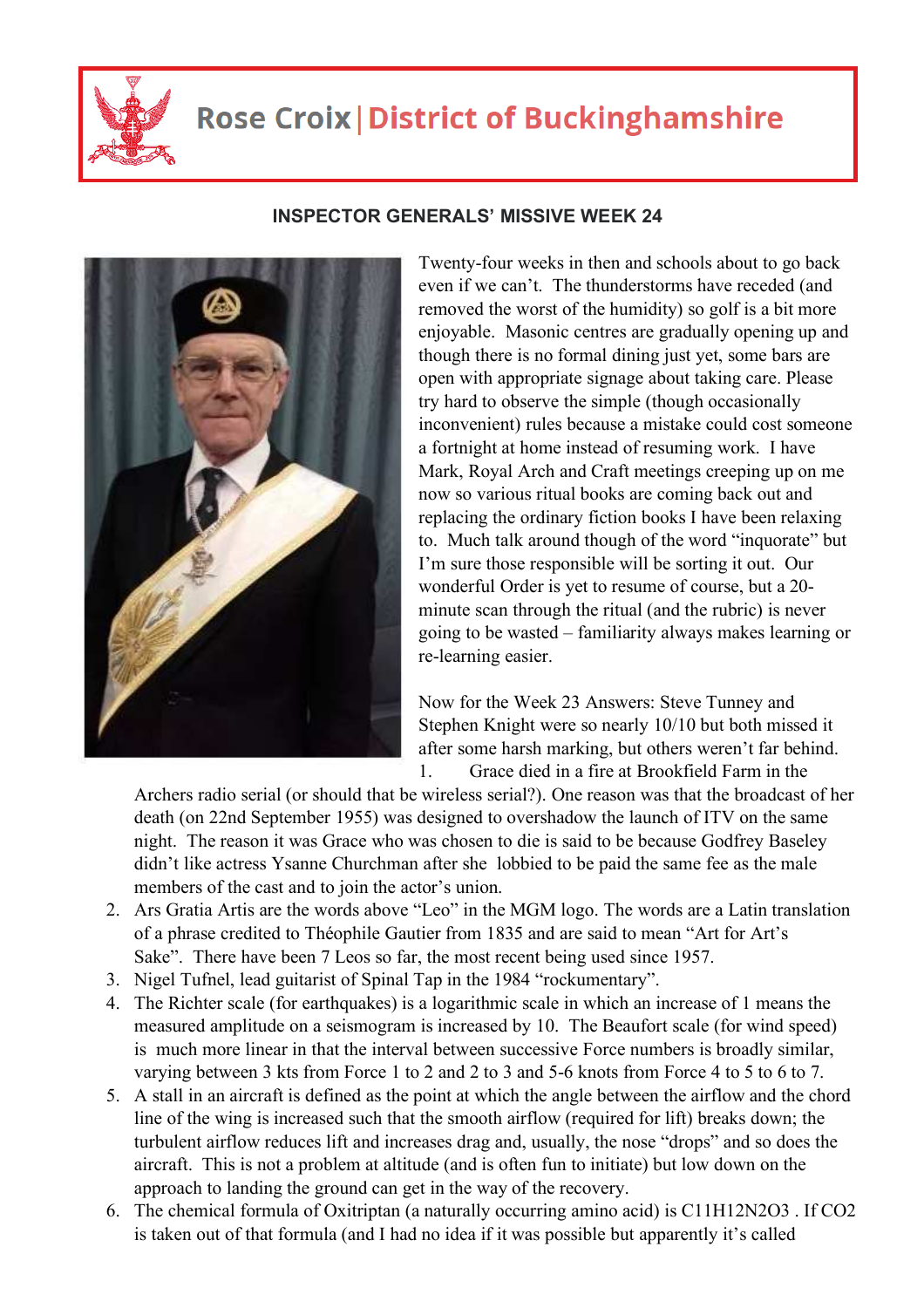Rose Croix | District of Buckinghamshire

## INSPECTOR GENERALS' MISSIVE WEEK 24

Twenty-four weeks in then and schools about to go back even if we can't. The thunderstorms have receded (and removed the worst of the humidity) so golf is a bit more enjoyable. Masonic centres are gradually opening up and though there is no formal dining just yet, some bars are open with appropriate signage about taking care. Please try hard to observe the simple (though occasionally inconvenient) rules because a mistake could cost someone a fortnight at home instead of resuming work. I have Mark, Royal Arch and Craft meetings creeping up on me now so various ritual books are coming back out and replacing the ordinary fiction books I have been relaxing to. Much talk around though of the word "inquorate" but I'm sure those responsible will be sorting it out. Our wonderful Order is yet to resume of course, but a 20-minute scan through the ritual (and the rubric) is never going to be wasted – familiarity always makes learning or re-learning easier.

Now for the Week 23 Answers: Steve Tunney and Stephen Knight were so nearly 10/10 but both missed it after some harsh marking, but others weren't far behind.

1. Grace died in a fire at Brookfield Farm in the Archers radio serial (or should that be wireless serial?). One reason was that the broadcast of her death (on 22nd September 1955) was designed to overshadow the launch of ITV on the same night. The reason it was Grace who was chosen to die is said to be because Godfrey Baseley didn't like actress Ysanne Churchman after she lobbied to be paid the same fee as the male members of the cast and to join the actor's union.
2. Ars Gratia Artis are the words above "Leo" in the MGM logo. The words are a Latin translation of a phrase credited to Théophile Gautier from 1835 and are said to mean "Art for Art's Sake". There have been 7 Leos so far, the most recent being used since 1957.
3. Nigel Tufnel, lead guitarist of Spinal Tap in the 1984 "rockumentary".
4. The Richter scale (for earthquakes) is a logarithmic scale in which an increase of 1 means the measured amplitude on a seismogram is increased by 10. The Beaufort scale (for wind speed) is much more linear in that the interval between successive Force numbers is broadly similar, varying between 3 kts from Force 1 to 2 and 2 to 3 and 5-6 knots from Force 4 to 5 to 6 to 7.
5. A stall in an aircraft is defined as the point at which the angle between the airflow and the chord line of the wing is increased such that the smooth airflow (required for lift) breaks down; the turbulent airflow reduces lift and increases drag and, usually, the nose "drops" and so does the aircraft. This is not a problem at altitude (and is often fun to initiate) but low down on the approach to landing the ground can get in the way of the recovery.
6. The chemical formula of Oxitriptan (a naturally occurring amino acid) is $C_{11}H_{12}N_2O_3$ . If $CO_2$ is taken out of that formula (and I had no idea if it was possible but apparently it's called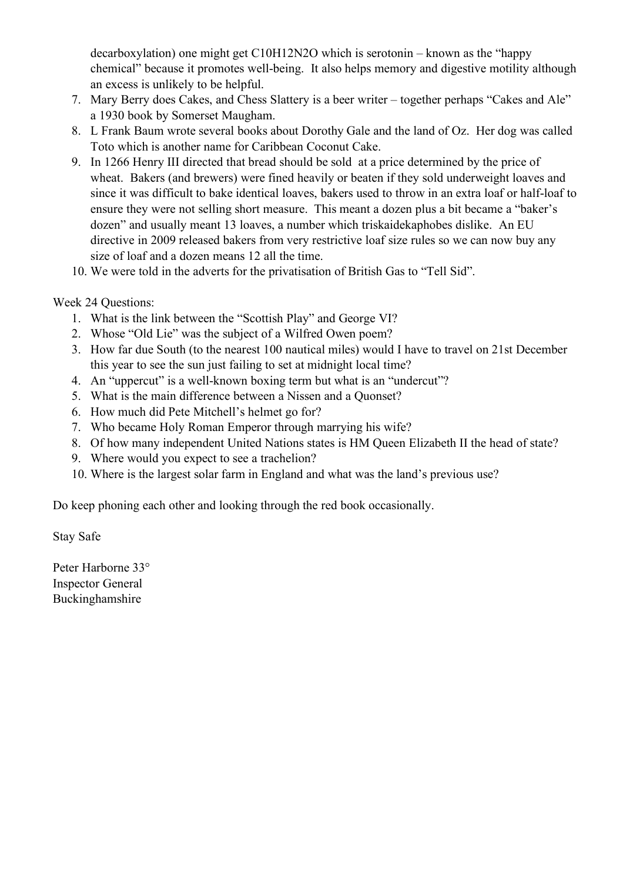decarboxylation) one might get $C_{10}H_{12}N_2O$ which is serotonin – known as the "happy chemical" because it promotes well-being. It also helps memory and digestive motility although an excess is unlikely to be helpful.

7. Mary Berry does Cakes, and Chess Slattery is a beer writer – together perhaps "Cakes and Ale" a 1930 book by Somerset Maugham.
8. L Frank Baum wrote several books about Dorothy Gale and the land of Oz. Her dog was called Toto which is another name for Caribbean Coconut Cake.
9. In 1266 Henry III directed that bread should be sold at a price determined by the price of wheat. Bakers (and brewers) were fined heavily or beaten if they sold underweight loaves and since it was difficult to bake identical loaves, bakers used to throw in an extra loaf or half-loaf to ensure they were not selling short measure. This meant a dozen plus a bit became a "baker's dozen" and usually meant 13 loaves, a number which triskaidekaphobes dislike. An EU directive in 2009 released bakers from very restrictive loaf size rules so we can now buy any size of loaf and a dozen means 12 all the time.
10. We were told in the adverts for the privatisation of British Gas to "Tell Sid".

Week 24 Questions:

1. What is the link between the "Scottish Play" and George VI?
2. Whose "Old Lie" was the subject of a Wilfred Owen poem?
3. How far due South (to the nearest 100 nautical miles) would I have to travel on 21st December this year to see the sun just failing to set at midnight local time?
4. An "uppercut" is a well-known boxing term but what is an "undercut"?
5. What is the main difference between a Nissen and a Quonset?
6. How much did Pete Mitchell's helmet go for?
7. Who became Holy Roman Emperor through marrying his wife?
8. Of how many independent United Nations states is HM Queen Elizabeth II the head of state?
9. Where would you expect to see a trachelion?
10. Where is the largest solar farm in England and what was the land's previous use?

Do keep phoning each other and looking through the red book occasionally.

Stay Safe

Peter Harborne 33°
Inspector General
Buckinghamshire